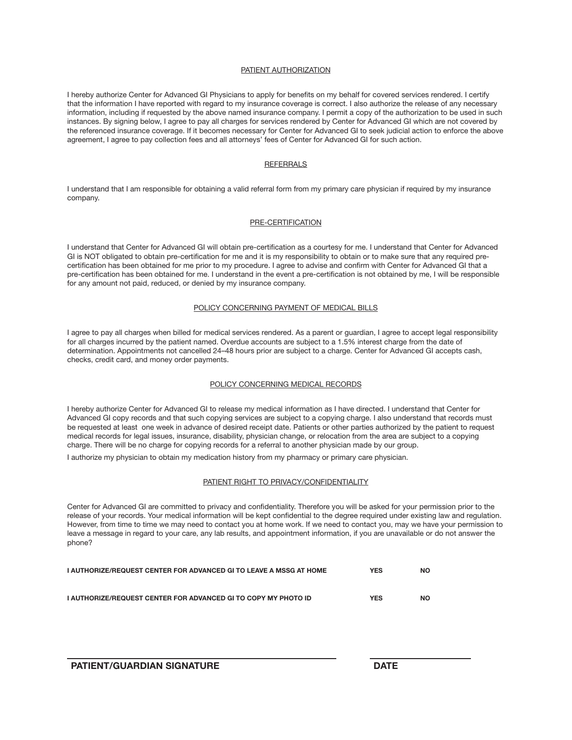## PATIENT AUTHORIZATION

I hereby authorize Center for Advanced GI Physicians to apply for benefits on my behalf for covered services rendered. I certify that the information I have reported with regard to my insurance coverage is correct. I also authorize the release of any necessary information, including if requested by the above named insurance company. I permit a copy of the authorization to be used in such instances. By signing below, I agree to pay all charges for services rendered by Center for Advanced GI which are not covered by the referenced insurance coverage. If it becomes necessary for Center for Advanced GI to seek judicial action to enforce the above agreement, I agree to pay collection fees and all attorneys' fees of Center for Advanced GI for such action.

## REFERRALS

I understand that I am responsible for obtaining a valid referral form from my primary care physician if required by my insurance company.

## PRE-CERTIFICATION

I understand that Center for Advanced GI will obtain pre-certification as a courtesy for me. I understand that Center for Advanced GI is NOT obligated to obtain pre-certification for me and it is my responsibility to obtain or to make sure that any required pre-certification has been obtained for me prior to my procedure. I agree to advise and confirm with Center for Advanced GI that a pre-certification has been obtained for me. I understand in the event a pre-certification is not obtained by me, I will be responsible for any amount not paid, reduced, or denied by my insurance company.

## POLICY CONCERNING PAYMENT OF MEDICAL BILLS

I agree to pay all charges when billed for medical services rendered. As a parent or guardian, I agree to accept legal responsibility for all charges incurred by the patient named. Overdue accounts are subject to a 1.5% interest charge from the date of determination. Appointments not cancelled 24–48 hours prior are subject to a charge. Center for Advanced GI accepts cash, checks, credit card, and money order payments.

## POLICY CONCERNING MEDICAL RECORDS

I hereby authorize Center for Advanced GI to release my medical information as I have directed. I understand that Center for Advanced GI copy records and that such copying services are subject to a copying charge. I also understand that records must be requested at least one week in advance of desired receipt date. Patients or other parties authorized by the patient to request medical records for legal issues, insurance, disability, physician change, or relocation from the area are subject to a copying charge. There will be no charge for copying records for a referral to another physician made by our group.

I authorize my physician to obtain my medication history from my pharmacy or primary care physician.

## PATIENT RIGHT TO PRIVACY/CONFIDENTIALITY

Center for Advanced GI are committed to privacy and confidentiality. Therefore you will be asked for your permission prior to the release of your records. Your medical information will be kept confidential to the degree required under existing law and regulation. However, from time to time we may need to contact you at home work. If we need to contact you, may we have your permission to leave a message in regard to your care, any lab results, and appointment information, if you are unavailable or do not answer the phone?

**I AUTHORIZE/REQUEST CENTER FOR ADVANCED GI TO LEAVE A MSSG AT HOME** **YES** **NO**

**I AUTHORIZE/REQUEST CENTER FOR ADVANCED GI TO COPY MY PHOTO ID** **YES** **NO**

\_\_\_\_\_\_\_\_\_\_\_\_\_\_\_\_\_\_\_\_\_\_\_\_\_\_\_\_\_\_\_\_\_\_\_\_\_\_\_\_ \_\_\_\_\_\_\_\_\_\_\_\_\_\_\_\_\_\_\_\_

**PATIENT/GUARDIAN SIGNATURE** **DATE**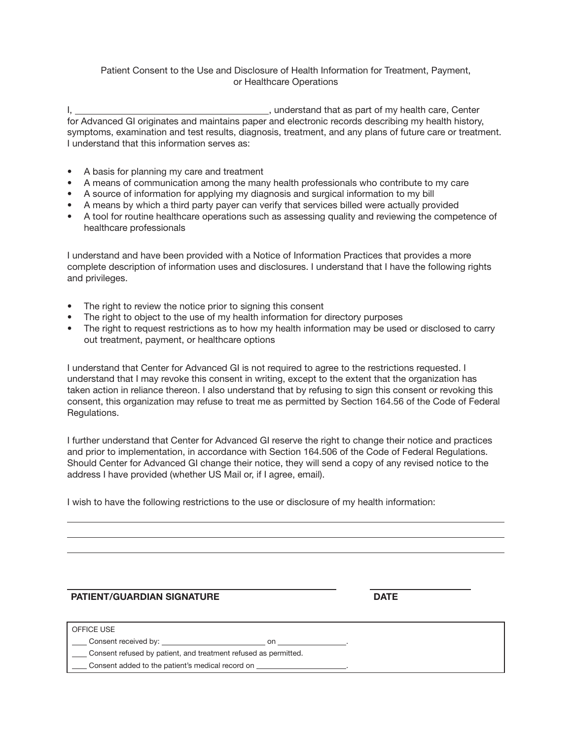Patient Consent to the Use and Disclosure of Health Information for Treatment, Payment, or Healthcare Operations

I, ________________________________________, understand that as part of my health care, Center for Advanced GI originates and maintains paper and electronic records describing my health history, symptoms, examination and test results, diagnosis, treatment, and any plans of future care or treatment. I understand that this information serves as:

- A basis for planning my care and treatment
- A means of communication among the many health professionals who contribute to my care
- A source of information for applying my diagnosis and surgical information to my bill
- A means by which a third party payer can verify that services billed were actually provided
- A tool for routine healthcare operations such as assessing quality and reviewing the competence of healthcare professionals

I understand and have been provided with a Notice of Information Practices that provides a more complete description of information uses and disclosures. I understand that I have the following rights and privileges.

- The right to review the notice prior to signing this consent
- The right to object to the use of my health information for directory purposes
- The right to request restrictions as to how my health information may be used or disclosed to carry out treatment, payment, or healthcare options

I understand that Center for Advanced GI is not required to agree to the restrictions requested. I understand that I may revoke this consent in writing, except to the extent that the organization has taken action in reliance thereon. I also understand that by refusing to sign this consent or revoking this consent, this organization may refuse to treat me as permitted by Section 164.56 of the Code of Federal Regulations.

I further understand that Center for Advanced GI reserve the right to change their notice and practices and prior to implementation, in accordance with Section 164.506 of the Code of Federal Regulations. Should Center for Advanced GI change their notice, they will send a copy of any revised notice to the address I have provided (whether US Mail or, if I agree, email).

I wish to have the following restrictions to the use or disclosure of my health information:

____________________________________________________________________________

____________________________________________________________________________

____________________________________________________________________________

**PATIENT/GUARDIAN SIGNATURE** ________________________________ **DATE** ______________

OFFICE USE

____ Consent received by: __________________________ on _________________.

____ Consent refused by patient, and treatment refused as permitted.

____ Consent added to the patient's medical record on ______________________.